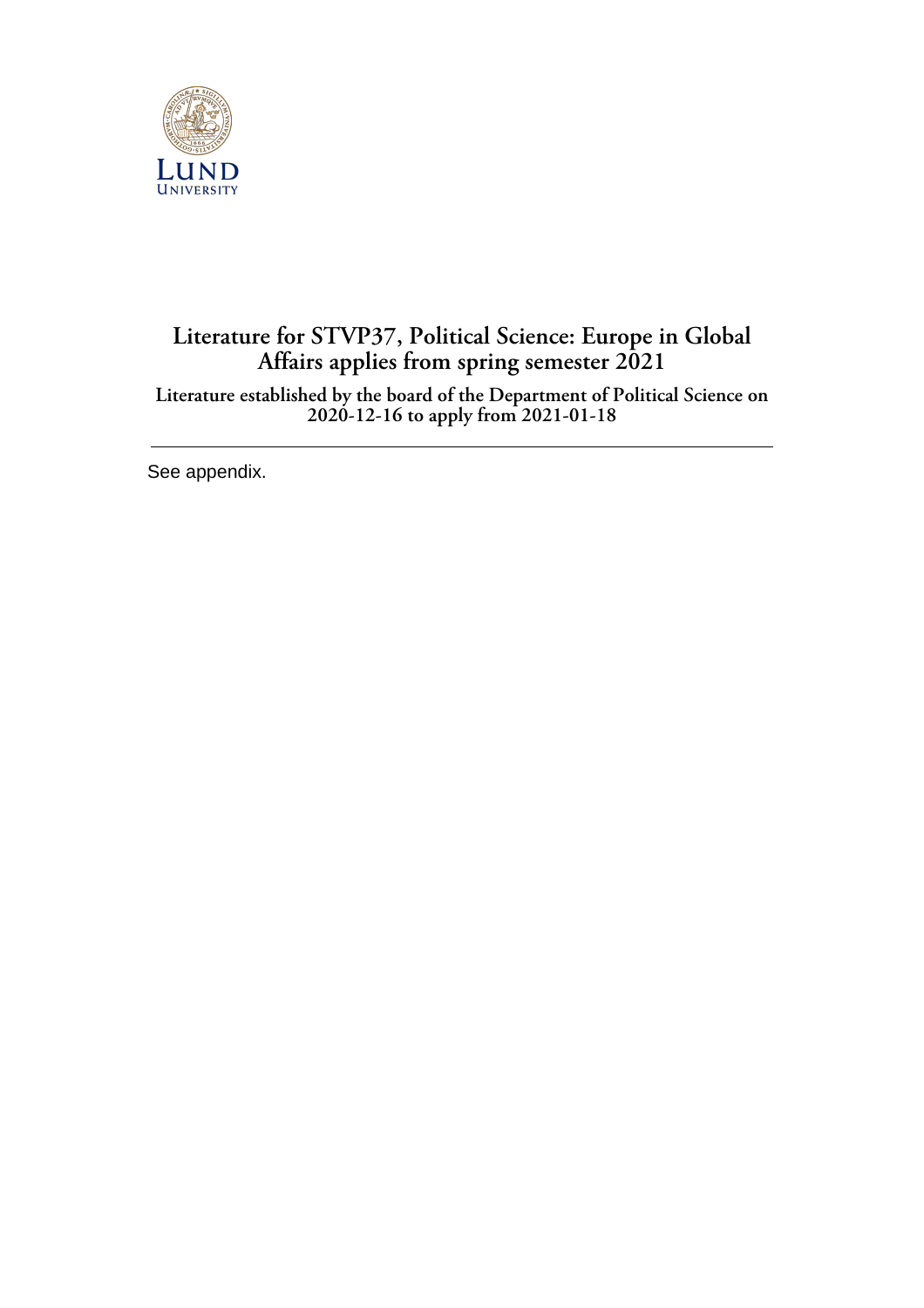# Literature for STVP37, Political Science: Europe in Global Affairs applies from spring semester 2021

**Literature established by the board of the Department of Political Science on 2020-12-16 to apply from 2021-01-18**

---

See appendix.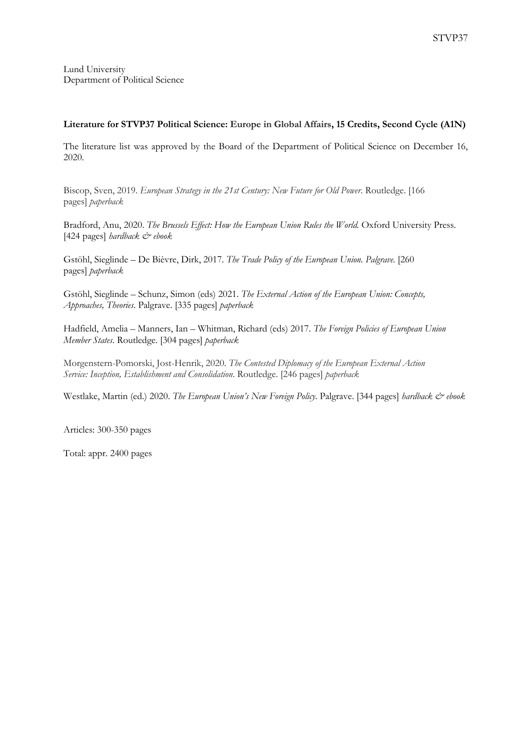Lund University
Department of Political Science

**Literature for STVP37 Political Science: Europe in Global Affairs, 15 Credits, Second Cycle (A1N)**

The literature list was approved by the Board of the Department of Political Science on December 16, 2020.

Biscop, Sven, 2019. *European Strategy in the 21st Century: New Future for Old Power*. Routledge. [166 pages] *paperback*

Bradford, Anu, 2020. *The Brussels Effect: How the European Union Rules the World.* Oxford University Press. [424 pages] *hardback & ebook*

Gstöhl, Sieglinde – De Bièvre, Dirk, 2017. *The Trade Policy of the European Union. Palgrave.* [260 pages] *paperback*

Gstöhl, Sieglinde – Schunz, Simon (eds) 2021. *The External Action of the European Union: Concepts, Approaches, Theories*. Palgrave. [335 pages] *paperback*

Hadfield, Amelia – Manners, Ian – Whitman, Richard (eds) 2017. *The Foreign Policies of European Union Member States*. Routledge. [304 pages] *paperback*

Morgenstern-Pomorski, Jost-Henrik, 2020. *The Contested Diplomacy of the European External Action Service: Inception, Establishment and Consolidation*. Routledge. [246 pages] *paperback*

Westlake, Martin (ed.) 2020. *The European Union's New Foreign Policy*. Palgrave. [344 pages] *hardback & ebook*

Articles: 300-350 pages

Total: appr. 2400 pages